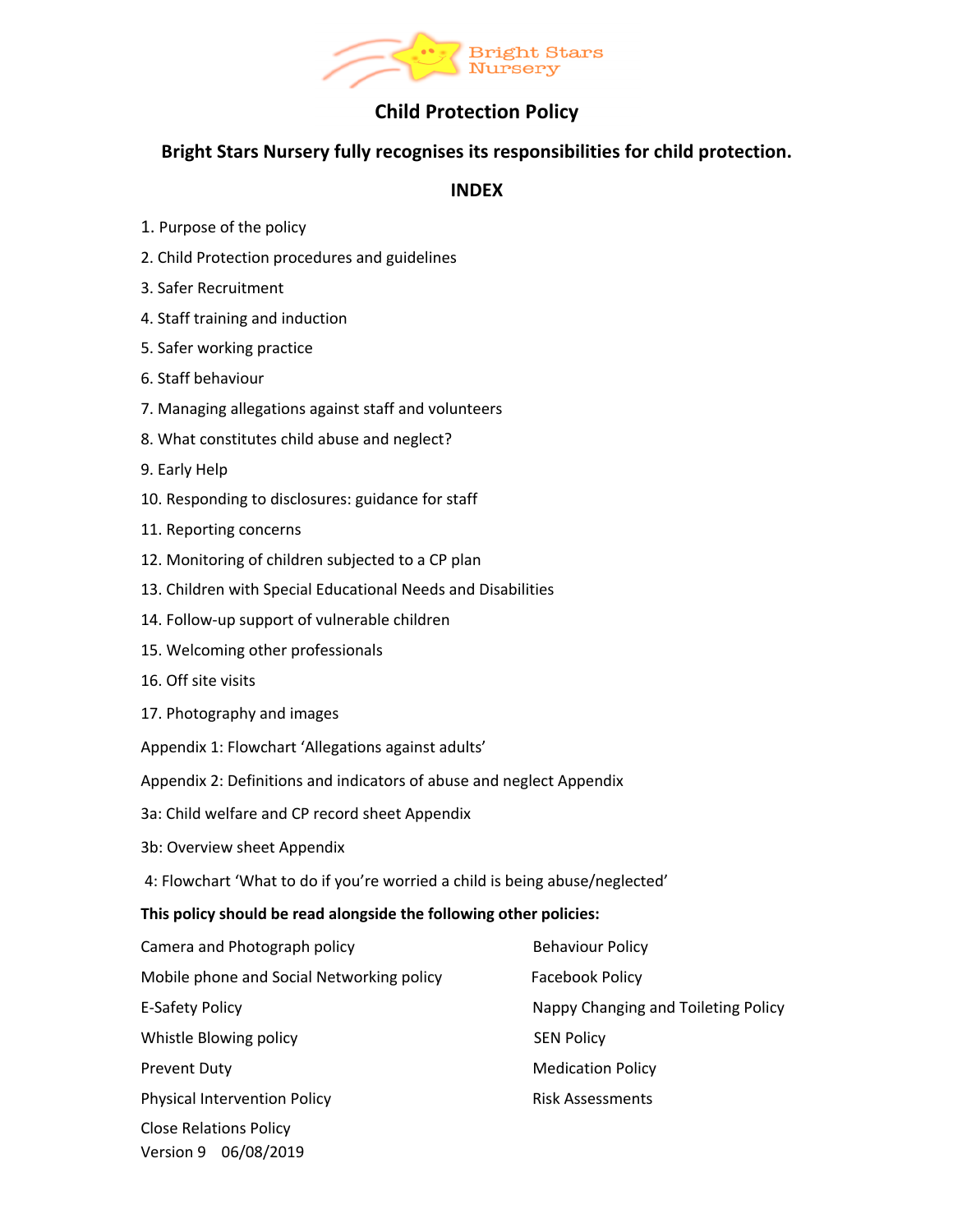Bright Stars Nursery

# Child Protection Policy

## Bright Stars Nursery fully recognises its responsibilities for child protection.

## INDEX

1. Purpose of the policy
2. Child Protection procedures and guidelines
3. Safer Recruitment
4. Staff training and induction
5. Safer working practice
6. Staff behaviour
7. Managing allegations against staff and volunteers
8. What constitutes child abuse and neglect?
9. Early Help
10. Responding to disclosures: guidance for staff
11. Reporting concerns
12. Monitoring of children subjected to a CP plan
13. Children with Special Educational Needs and Disabilities
14. Follow-up support of vulnerable children
15. Welcoming other professionals
16. Off site visits
17. Photography and images

Appendix 1: Flowchart 'Allegations against adults'

Appendix 2: Definitions and indicators of abuse and neglect Appendix

3a: Child welfare and CP record sheet Appendix

3b: Overview sheet Appendix

4: Flowchart 'What to do if you're worried a child is being abuse/neglected'

**This policy should be read alongside the following other policies:**

- Camera and Photograph policy
- Mobile phone and Social Networking policy
- E-Safety Policy
- Whistle Blowing policy
- Prevent Duty
- Physical Intervention Policy
- Close Relations Policy
- Behaviour Policy
- Facebook Policy
- Nappy Changing and Toileting Policy
- SEN Policy
- Medication Policy
- Risk Assessments

Version 9 06/08/2019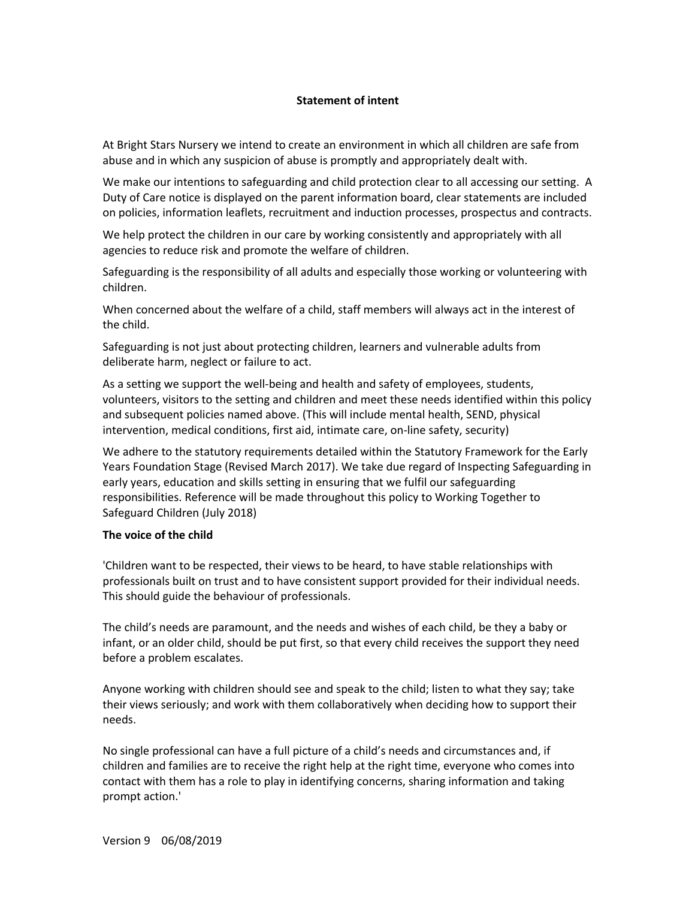## Statement of intent

At Bright Stars Nursery we intend to create an environment in which all children are safe from abuse and in which any suspicion of abuse is promptly and appropriately dealt with.

We make our intentions to safeguarding and child protection clear to all accessing our setting. A Duty of Care notice is displayed on the parent information board, clear statements are included on policies, information leaflets, recruitment and induction processes, prospectus and contracts.

We help protect the children in our care by working consistently and appropriately with all agencies to reduce risk and promote the welfare of children.

Safeguarding is the responsibility of all adults and especially those working or volunteering with children.

When concerned about the welfare of a child, staff members will always act in the interest of the child.

Safeguarding is not just about protecting children, learners and vulnerable adults from deliberate harm, neglect or failure to act.

As a setting we support the well-being and health and safety of employees, students, volunteers, visitors to the setting and children and meet these needs identified within this policy and subsequent policies named above. (This will include mental health, SEND, physical intervention, medical conditions, first aid, intimate care, on-line safety, security)

We adhere to the statutory requirements detailed within the Statutory Framework for the Early Years Foundation Stage (Revised March 2017). We take due regard of Inspecting Safeguarding in early years, education and skills setting in ensuring that we fulfil our safeguarding responsibilities. Reference will be made throughout this policy to Working Together to Safeguard Children (July 2018)

### The voice of the child

'Children want to be respected, their views to be heard, to have stable relationships with professionals built on trust and to have consistent support provided for their individual needs. This should guide the behaviour of professionals.

The child's needs are paramount, and the needs and wishes of each child, be they a baby or infant, or an older child, should be put first, so that every child receives the support they need before a problem escalates.

Anyone working with children should see and speak to the child; listen to what they say; take their views seriously; and work with them collaboratively when deciding how to support their needs.

No single professional can have a full picture of a child's needs and circumstances and, if children and families are to receive the right help at the right time, everyone who comes into contact with them has a role to play in identifying concerns, sharing information and taking prompt action.'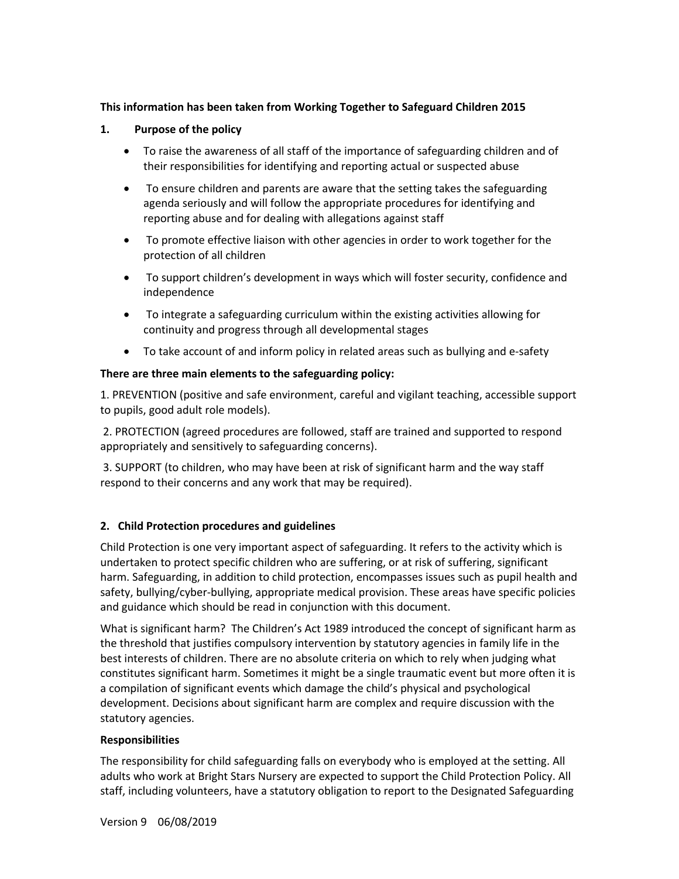**This information has been taken from Working Together to Safeguard Children 2015**

## 1. Purpose of the policy

- To raise the awareness of all staff of the importance of safeguarding children and of their responsibilities for identifying and reporting actual or suspected abuse
- To ensure children and parents are aware that the setting takes the safeguarding agenda seriously and will follow the appropriate procedures for identifying and reporting abuse and for dealing with allegations against staff
- To promote effective liaison with other agencies in order to work together for the protection of all children
- To support children's development in ways which will foster security, confidence and independence
- To integrate a safeguarding curriculum within the existing activities allowing for continuity and progress through all developmental stages
- To take account of and inform policy in related areas such as bullying and e-safety

**There are three main elements to the safeguarding policy:**

1. PREVENTION (positive and safe environment, careful and vigilant teaching, accessible support to pupils, good adult role models).

2. PROTECTION (agreed procedures are followed, staff are trained and supported to respond appropriately and sensitively to safeguarding concerns).

3. SUPPORT (to children, who may have been at risk of significant harm and the way staff respond to their concerns and any work that may be required).

## 2. Child Protection procedures and guidelines

Child Protection is one very important aspect of safeguarding. It refers to the activity which is undertaken to protect specific children who are suffering, or at risk of suffering, significant harm. Safeguarding, in addition to child protection, encompasses issues such as pupil health and safety, bullying/cyber-bullying, appropriate medical provision. These areas have specific policies and guidance which should be read in conjunction with this document.

What is significant harm? The Children's Act 1989 introduced the concept of significant harm as the threshold that justifies compulsory intervention by statutory agencies in family life in the best interests of children. There are no absolute criteria on which to rely when judging what constitutes significant harm. Sometimes it might be a single traumatic event but more often it is a compilation of significant events which damage the child's physical and psychological development. Decisions about significant harm are complex and require discussion with the statutory agencies.

**Responsibilities**

The responsibility for child safeguarding falls on everybody who is employed at the setting. All adults who work at Bright Stars Nursery are expected to support the Child Protection Policy. All staff, including volunteers, have a statutory obligation to report to the Designated Safeguarding

Version 9 06/08/2019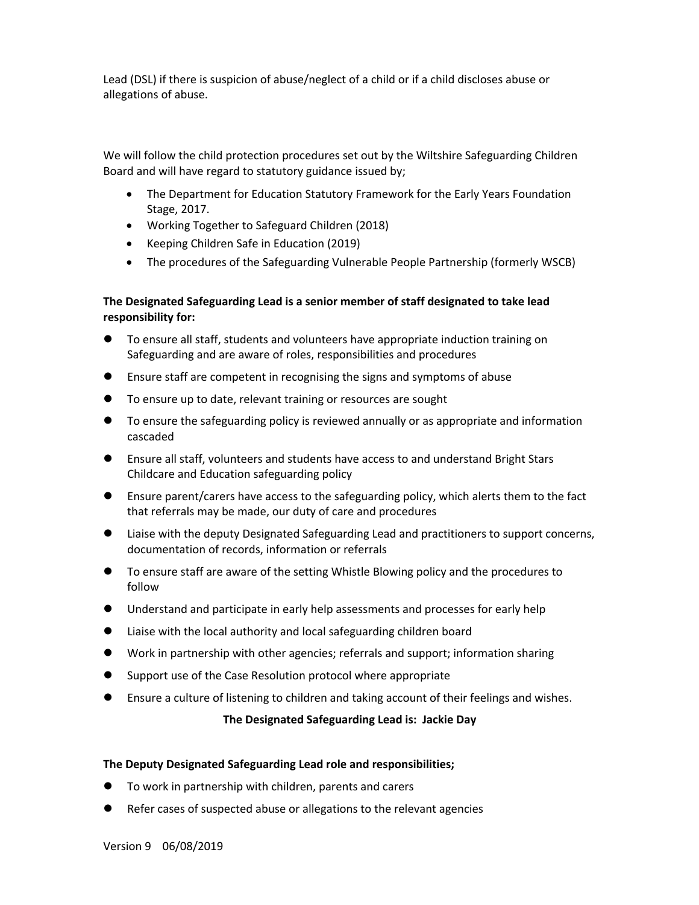Lead (DSL) if there is suspicion of abuse/neglect of a child or if a child discloses abuse or allegations of abuse.

We will follow the child protection procedures set out by the Wiltshire Safeguarding Children Board and will have regard to statutory guidance issued by;

- The Department for Education Statutory Framework for the Early Years Foundation Stage, 2017.
- Working Together to Safeguard Children (2018)
- Keeping Children Safe in Education (2019)
- The procedures of the Safeguarding Vulnerable People Partnership (formerly WSCB)

**The Designated Safeguarding Lead is a senior member of staff designated to take lead responsibility for:**

- To ensure all staff, students and volunteers have appropriate induction training on Safeguarding and are aware of roles, responsibilities and procedures
- Ensure staff are competent in recognising the signs and symptoms of abuse
- To ensure up to date, relevant training or resources are sought
- To ensure the safeguarding policy is reviewed annually or as appropriate and information cascaded
- Ensure all staff, volunteers and students have access to and understand Bright Stars Childcare and Education safeguarding policy
- Ensure parent/carers have access to the safeguarding policy, which alerts them to the fact that referrals may be made, our duty of care and procedures
- Liaise with the deputy Designated Safeguarding Lead and practitioners to support concerns, documentation of records, information or referrals
- To ensure staff are aware of the setting Whistle Blowing policy and the procedures to follow
- Understand and participate in early help assessments and processes for early help
- Liaise with the local authority and local safeguarding children board
- Work in partnership with other agencies; referrals and support; information sharing
- Support use of the Case Resolution protocol where appropriate
- Ensure a culture of listening to children and taking account of their feelings and wishes.

**The Designated Safeguarding Lead is: Jackie Day**

**The Deputy Designated Safeguarding Lead role and responsibilities;**

- To work in partnership with children, parents and carers
- Refer cases of suspected abuse or allegations to the relevant agencies

Version 9 06/08/2019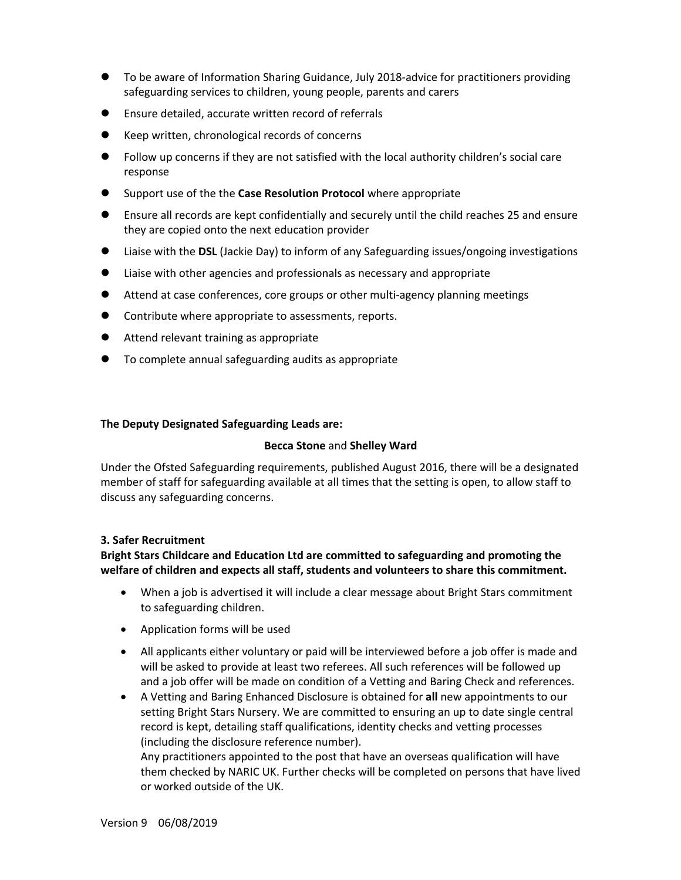- To be aware of Information Sharing Guidance, July 2018-advice for practitioners providing safeguarding services to children, young people, parents and carers
- Ensure detailed, accurate written record of referrals
- Keep written, chronological records of concerns
- Follow up concerns if they are not satisfied with the local authority children's social care response
- Support use of the the **Case Resolution Protocol** where appropriate
- Ensure all records are kept confidentially and securely until the child reaches 25 and ensure they are copied onto the next education provider
- Liaise with the **DSL** (Jackie Day) to inform of any Safeguarding issues/ongoing investigations
- Liaise with other agencies and professionals as necessary and appropriate
- Attend at case conferences, core groups or other multi-agency planning meetings
- Contribute where appropriate to assessments, reports.
- Attend relevant training as appropriate
- To complete annual safeguarding audits as appropriate

**The Deputy Designated Safeguarding Leads are:**

**Becca Stone** and **Shelley Ward**

Under the Ofsted Safeguarding requirements, published August 2016, there will be a designated member of staff for safeguarding available at all times that the setting is open, to allow staff to discuss any safeguarding concerns.

**3. Safer Recruitment**

**Bright Stars Childcare and Education Ltd are committed to safeguarding and promoting the welfare of children and expects all staff, students and volunteers to share this commitment.**

- When a job is advertised it will include a clear message about Bright Stars commitment to safeguarding children.
- Application forms will be used
- All applicants either voluntary or paid will be interviewed before a job offer is made and will be asked to provide at least two referees. All such references will be followed up and a job offer will be made on condition of a Vetting and Baring Check and references.
- A Vetting and Baring Enhanced Disclosure is obtained for **all** new appointments to our setting Bright Stars Nursery. We are committed to ensuring an up to date single central record is kept, detailing staff qualifications, identity checks and vetting processes (including the disclosure reference number).
  Any practitioners appointed to the post that have an overseas qualification will have them checked by NARIC UK. Further checks will be completed on persons that have lived or worked outside of the UK.

Version 9 06/08/2019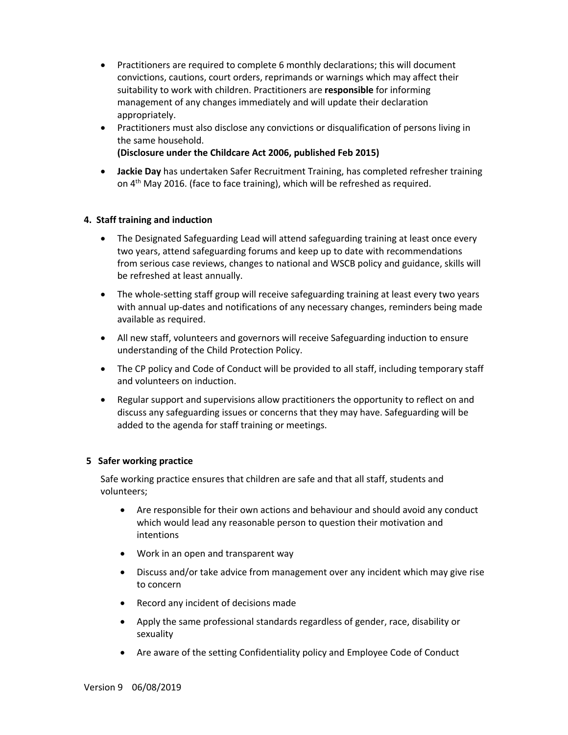- Practitioners are required to complete 6 monthly declarations; this will document convictions, cautions, court orders, reprimands or warnings which may affect their suitability to work with children. Practitioners are **responsible** for informing management of any changes immediately and will update their declaration appropriately.
- Practitioners must also disclose any convictions or disqualification of persons living in the same household.
  **(Disclosure under the Childcare Act 2006, published Feb 2015)**
- **Jackie Day** has undertaken Safer Recruitment Training, has completed refresher training on 4th May 2016. (face to face training), which will be refreshed as required.

**4. Staff training and induction**

- The Designated Safeguarding Lead will attend safeguarding training at least once every two years, attend safeguarding forums and keep up to date with recommendations from serious case reviews, changes to national and WSCB policy and guidance, skills will be refreshed at least annually.
- The whole-setting staff group will receive safeguarding training at least every two years with annual up-dates and notifications of any necessary changes, reminders being made available as required.
- All new staff, volunteers and governors will receive Safeguarding induction to ensure understanding of the Child Protection Policy.
- The CP policy and Code of Conduct will be provided to all staff, including temporary staff and volunteers on induction.
- Regular support and supervisions allow practitioners the opportunity to reflect on and discuss any safeguarding issues or concerns that they may have. Safeguarding will be added to the agenda for staff training or meetings.

**5 Safer working practice**

Safe working practice ensures that children are safe and that all staff, students and volunteers;

- Are responsible for their own actions and behaviour and should avoid any conduct which would lead any reasonable person to question their motivation and intentions
- Work in an open and transparent way
- Discuss and/or take advice from management over any incident which may give rise to concern
- Record any incident of decisions made
- Apply the same professional standards regardless of gender, race, disability or sexuality
- Are aware of the setting Confidentiality policy and Employee Code of Conduct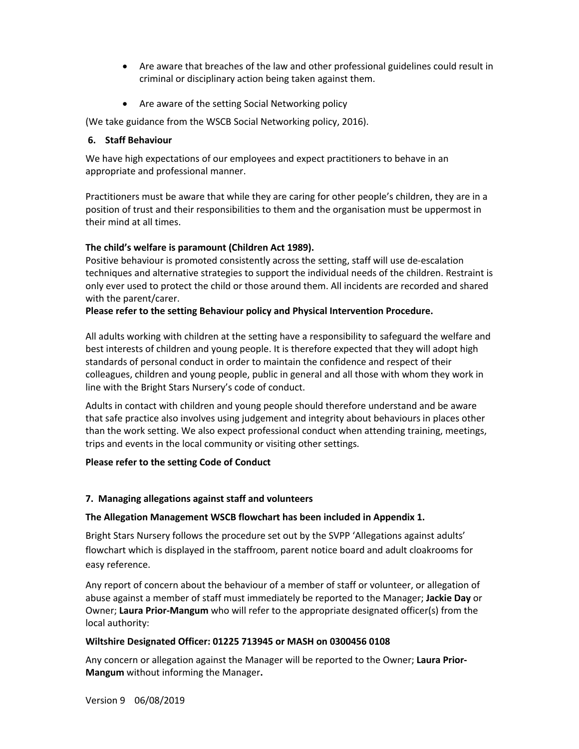- Are aware that breaches of the law and other professional guidelines could result in criminal or disciplinary action being taken against them.

- Are aware of the setting Social Networking policy

(We take guidance from the WSCB Social Networking policy, 2016).

### 6. Staff Behaviour

We have high expectations of our employees and expect practitioners to behave in an appropriate and professional manner.

Practitioners must be aware that while they are caring for other people's children, they are in a position of trust and their responsibilities to them and the organisation must be uppermost in their mind at all times.

**The child's welfare is paramount (Children Act 1989).**
Positive behaviour is promoted consistently across the setting, staff will use de-escalation techniques and alternative strategies to support the individual needs of the children. Restraint is only ever used to protect the child or those around them. All incidents are recorded and shared with the parent/carer.
**Please refer to the setting Behaviour policy and Physical Intervention Procedure.**

All adults working with children at the setting have a responsibility to safeguard the welfare and best interests of children and young people. It is therefore expected that they will adopt high standards of personal conduct in order to maintain the confidence and respect of their colleagues, children and young people, public in general and all those with whom they work in line with the Bright Stars Nursery's code of conduct.

Adults in contact with children and young people should therefore understand and be aware that safe practice also involves using judgement and integrity about behaviours in places other than the work setting. We also expect professional conduct when attending training, meetings, trips and events in the local community or visiting other settings.

**Please refer to the setting Code of Conduct**

### 7. Managing allegations against staff and volunteers

**The Allegation Management WSCB flowchart has been included in Appendix 1.**

Bright Stars Nursery follows the procedure set out by the SVPP 'Allegations against adults' flowchart which is displayed in the staffroom, parent notice board and adult cloakrooms for easy reference.

Any report of concern about the behaviour of a member of staff or volunteer, or allegation of abuse against a member of staff must immediately be reported to the Manager; **Jackie Day** or Owner; **Laura Prior-Mangum** who will refer to the appropriate designated officer(s) from the local authority:

**Wiltshire Designated Officer: 01225 713945 or MASH on 0300456 0108**

Any concern or allegation against the Manager will be reported to the Owner; **Laura Prior-Mangum** without informing the Manager**.**

Version 9 06/08/2019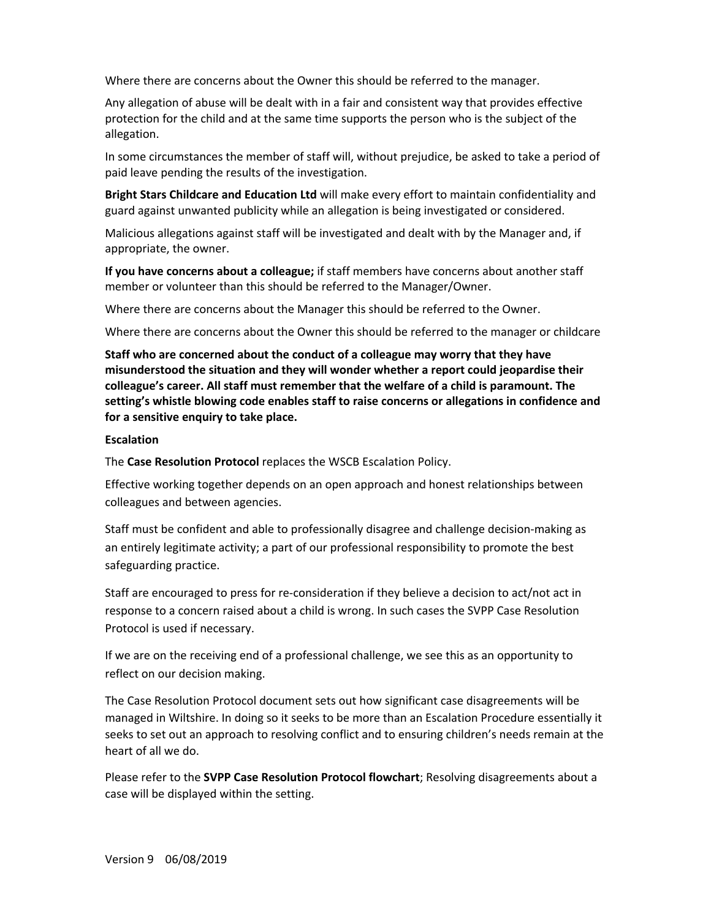Where there are concerns about the Owner this should be referred to the manager.

Any allegation of abuse will be dealt with in a fair and consistent way that provides effective protection for the child and at the same time supports the person who is the subject of the allegation.

In some circumstances the member of staff will, without prejudice, be asked to take a period of paid leave pending the results of the investigation.

**Bright Stars Childcare and Education Ltd** will make every effort to maintain confidentiality and guard against unwanted publicity while an allegation is being investigated or considered.

Malicious allegations against staff will be investigated and dealt with by the Manager and, if appropriate, the owner.

**If you have concerns about a colleague;** if staff members have concerns about another staff member or volunteer than this should be referred to the Manager/Owner.

Where there are concerns about the Manager this should be referred to the Owner.

Where there are concerns about the Owner this should be referred to the manager or childcare

**Staff who are concerned about the conduct of a colleague may worry that they have misunderstood the situation and they will wonder whether a report could jeopardise their colleague's career. All staff must remember that the welfare of a child is paramount. The setting's whistle blowing code enables staff to raise concerns or allegations in confidence and for a sensitive enquiry to take place.**

**Escalation**

The **Case Resolution Protocol** replaces the WSCB Escalation Policy.

Effective working together depends on an open approach and honest relationships between colleagues and between agencies.

Staff must be confident and able to professionally disagree and challenge decision-making as an entirely legitimate activity; a part of our professional responsibility to promote the best safeguarding practice.

Staff are encouraged to press for re-consideration if they believe a decision to act/not act in response to a concern raised about a child is wrong. In such cases the SVPP Case Resolution Protocol is used if necessary.

If we are on the receiving end of a professional challenge, we see this as an opportunity to reflect on our decision making.

The Case Resolution Protocol document sets out how significant case disagreements will be managed in Wiltshire. In doing so it seeks to be more than an Escalation Procedure essentially it seeks to set out an approach to resolving conflict and to ensuring children's needs remain at the heart of all we do.

Please refer to the **SVPP Case Resolution Protocol flowchart**; Resolving disagreements about a case will be displayed within the setting.

Version 9 06/08/2019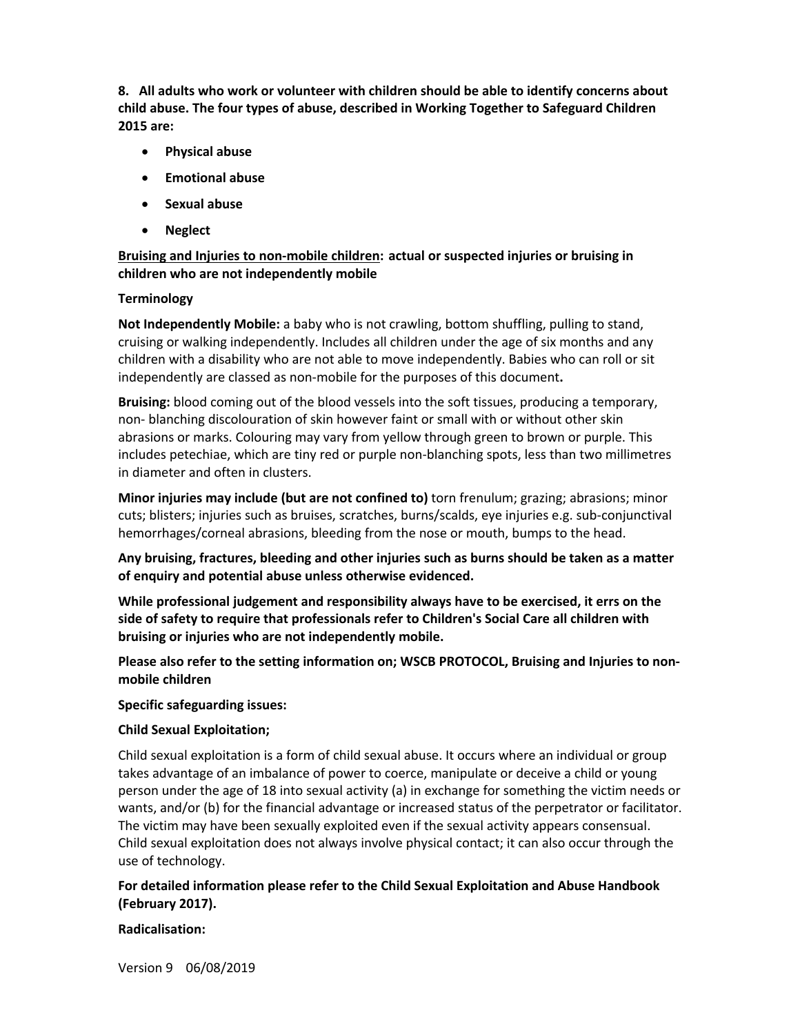**8. All adults who work or volunteer with children should be able to identify concerns about child abuse. The four types of abuse, described in Working Together to Safeguard Children 2015 are:**

- **Physical abuse**
- **Emotional abuse**
- **Sexual abuse**
- **Neglect**

**<u>Bruising and Injuries to non-mobile children</u>: actual or suspected injuries or bruising in children who are not independently mobile**

**Terminology**

**Not Independently Mobile:** a baby who is not crawling, bottom shuffling, pulling to stand, cruising or walking independently. Includes all children under the age of six months and any children with a disability who are not able to move independently. Babies who can roll or sit independently are classed as non-mobile for the purposes of this document**.**

**Bruising:** blood coming out of the blood vessels into the soft tissues, producing a temporary, non- blanching discolouration of skin however faint or small with or without other skin abrasions or marks. Colouring may vary from yellow through green to brown or purple. This includes petechiae, which are tiny red or purple non-blanching spots, less than two millimetres in diameter and often in clusters.

**Minor injuries may include (but are not confined to)** torn frenulum; grazing; abrasions; minor cuts; blisters; injuries such as bruises, scratches, burns/scalds, eye injuries e.g. sub-conjunctival hemorrhages/corneal abrasions, bleeding from the nose or mouth, bumps to the head.

**Any bruising, fractures, bleeding and other injuries such as burns should be taken as a matter of enquiry and potential abuse unless otherwise evidenced.**

**While professional judgement and responsibility always have to be exercised, it errs on the side of safety to require that professionals refer to Children's Social Care all children with bruising or injuries who are not independently mobile.**

**Please also refer to the setting information on; WSCB PROTOCOL, Bruising and Injuries to non-mobile children**

**Specific safeguarding issues:**

**Child Sexual Exploitation;**

Child sexual exploitation is a form of child sexual abuse. It occurs where an individual or group takes advantage of an imbalance of power to coerce, manipulate or deceive a child or young person under the age of 18 into sexual activity (a) in exchange for something the victim needs or wants, and/or (b) for the financial advantage or increased status of the perpetrator or facilitator. The victim may have been sexually exploited even if the sexual activity appears consensual. Child sexual exploitation does not always involve physical contact; it can also occur through the use of technology.

**For detailed information please refer to the Child Sexual Exploitation and Abuse Handbook (February 2017).**

**Radicalisation:**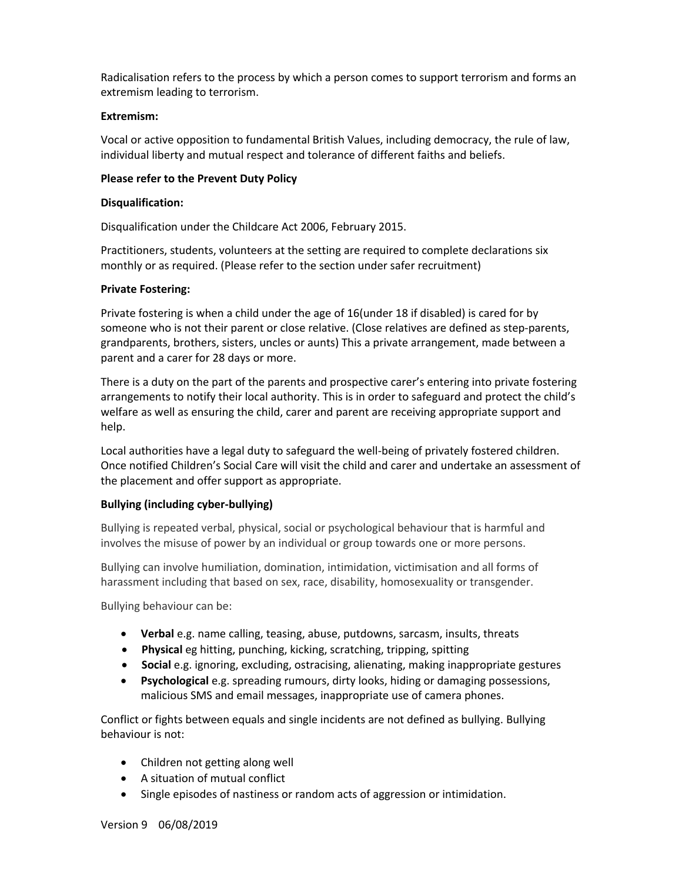Radicalisation refers to the process by which a person comes to support terrorism and forms an extremism leading to terrorism.

**Extremism:**

Vocal or active opposition to fundamental British Values, including democracy, the rule of law, individual liberty and mutual respect and tolerance of different faiths and beliefs.

**Please refer to the Prevent Duty Policy**

**Disqualification:**

Disqualification under the Childcare Act 2006, February 2015.

Practitioners, students, volunteers at the setting are required to complete declarations six monthly or as required. (Please refer to the section under safer recruitment)

**Private Fostering:**

Private fostering is when a child under the age of 16(under 18 if disabled) is cared for by someone who is not their parent or close relative. (Close relatives are defined as step-parents, grandparents, brothers, sisters, uncles or aunts) This a private arrangement, made between a parent and a carer for 28 days or more.

There is a duty on the part of the parents and prospective carer's entering into private fostering arrangements to notify their local authority. This is in order to safeguard and protect the child's welfare as well as ensuring the child, carer and parent are receiving appropriate support and help.

Local authorities have a legal duty to safeguard the well-being of privately fostered children. Once notified Children's Social Care will visit the child and carer and undertake an assessment of the placement and offer support as appropriate.

**Bullying (including cyber-bullying)**

Bullying is repeated verbal, physical, social or psychological behaviour that is harmful and involves the misuse of power by an individual or group towards one or more persons.

Bullying can involve humiliation, domination, intimidation, victimisation and all forms of harassment including that based on sex, race, disability, homosexuality or transgender.

Bullying behaviour can be:

- **Verbal** e.g. name calling, teasing, abuse, putdowns, sarcasm, insults, threats
- **Physical** eg hitting, punching, kicking, scratching, tripping, spitting
- **Social** e.g. ignoring, excluding, ostracising, alienating, making inappropriate gestures
- **Psychological** e.g. spreading rumours, dirty looks, hiding or damaging possessions, malicious SMS and email messages, inappropriate use of camera phones.

Conflict or fights between equals and single incidents are not defined as bullying. Bullying behaviour is not:

- Children not getting along well
- A situation of mutual conflict
- Single episodes of nastiness or random acts of aggression or intimidation.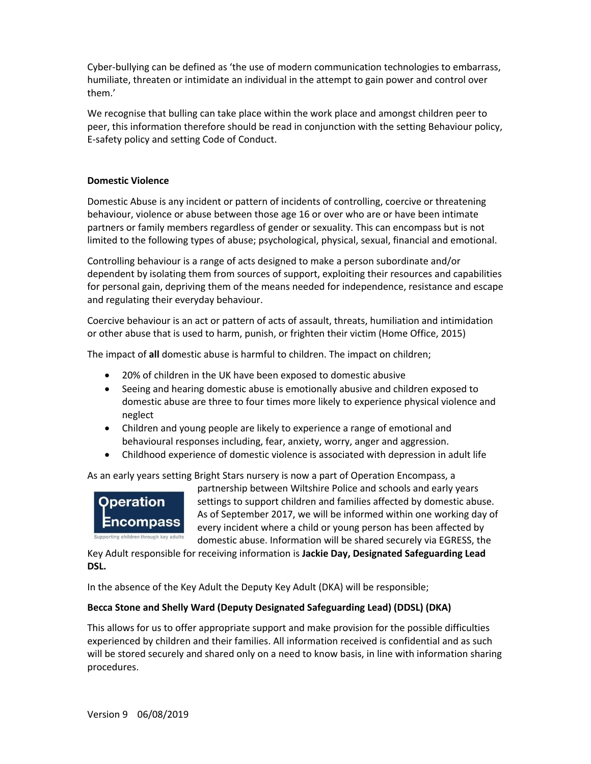Cyber-bullying can be defined as 'the use of modern communication technologies to embarrass, humiliate, threaten or intimidate an individual in the attempt to gain power and control over them.'

We recognise that bulling can take place within the work place and amongst children peer to peer, this information therefore should be read in conjunction with the setting Behaviour policy, E-safety policy and setting Code of Conduct.

**Domestic Violence**

Domestic Abuse is any incident or pattern of incidents of controlling, coercive or threatening behaviour, violence or abuse between those age 16 or over who are or have been intimate partners or family members regardless of gender or sexuality. This can encompass but is not limited to the following types of abuse; psychological, physical, sexual, financial and emotional.

Controlling behaviour is a range of acts designed to make a person subordinate and/or dependent by isolating them from sources of support, exploiting their resources and capabilities for personal gain, depriving them of the means needed for independence, resistance and escape and regulating their everyday behaviour.

Coercive behaviour is an act or pattern of acts of assault, threats, humiliation and intimidation or other abuse that is used to harm, punish, or frighten their victim (Home Office, 2015)

The impact of **all** domestic abuse is harmful to children. The impact on children;

- 20% of children in the UK have been exposed to domestic abusive
- Seeing and hearing domestic abuse is emotionally abusive and children exposed to domestic abuse are three to four times more likely to experience physical violence and neglect
- Children and young people are likely to experience a range of emotional and behavioural responses including, fear, anxiety, worry, anger and aggression.
- Childhood experience of domestic violence is associated with depression in adult life

As an early years setting Bright Stars nursery is now a part of Operation Encompass, a partnership between Wiltshire Police and schools and early years settings to support children and families affected by domestic abuse. As of September 2017, we will be informed within one working day of every incident where a child or young person has been affected by domestic abuse. Information will be shared securely via EGRESS, the Key Adult responsible for receiving information is **Jackie Day, Designated Safeguarding Lead DSL.**

In the absence of the Key Adult the Deputy Key Adult (DKA) will be responsible;

**Becca Stone and Shelly Ward (Deputy Designated Safeguarding Lead) (DDSL) (DKA)**

This allows for us to offer appropriate support and make provision for the possible difficulties experienced by children and their families. All information received is confidential and as such will be stored securely and shared only on a need to know basis, in line with information sharing procedures.

Version 9 06/08/2019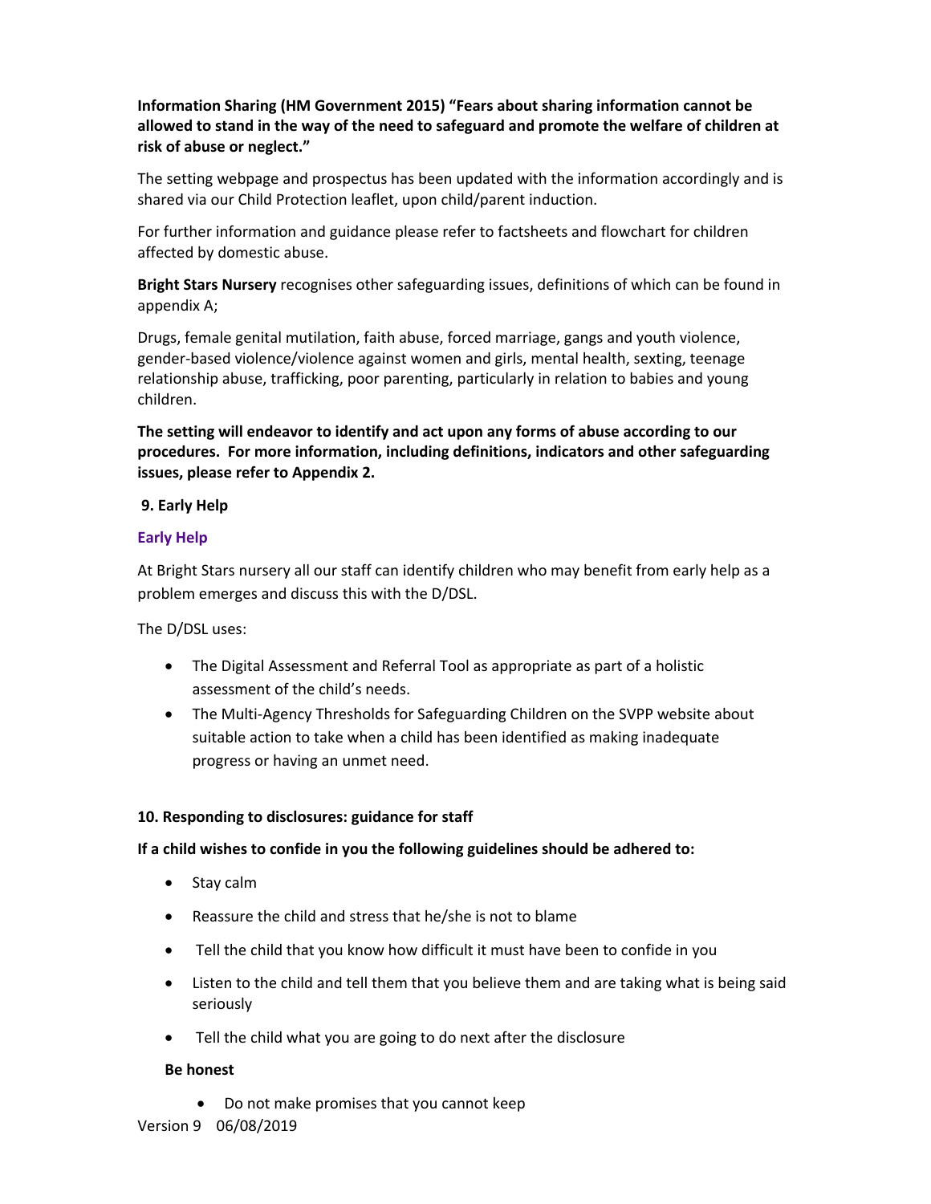**Information Sharing (HM Government 2015) "Fears about sharing information cannot be allowed to stand in the way of the need to safeguard and promote the welfare of children at risk of abuse or neglect."**

The setting webpage and prospectus has been updated with the information accordingly and is shared via our Child Protection leaflet, upon child/parent induction.

For further information and guidance please refer to factsheets and flowchart for children affected by domestic abuse.

**Bright Stars Nursery** recognises other safeguarding issues, definitions of which can be found in appendix A;

Drugs, female genital mutilation, faith abuse, forced marriage, gangs and youth violence, gender-based violence/violence against women and girls, mental health, sexting, teenage relationship abuse, trafficking, poor parenting, particularly in relation to babies and young children.

**The setting will endeavor to identify and act upon any forms of abuse according to our procedures. For more information, including definitions, indicators and other safeguarding issues, please refer to Appendix 2.**

## 9. Early Help

### Early Help

At Bright Stars nursery all our staff can identify children who may benefit from early help as a problem emerges and discuss this with the D/DSL.

The D/DSL uses:

- The Digital Assessment and Referral Tool as appropriate as part of a holistic assessment of the child's needs.
- The Multi-Agency Thresholds for Safeguarding Children on the SVPP website about suitable action to take when a child has been identified as making inadequate progress or having an unmet need.

## 10. Responding to disclosures: guidance for staff

**If a child wishes to confide in you the following guidelines should be adhered to:**

- Stay calm
- Reassure the child and stress that he/she is not to blame
- Tell the child that you know how difficult it must have been to confide in you
- Listen to the child and tell them that you believe them and are taking what is being said seriously
- Tell the child what you are going to do next after the disclosure

**Be honest**

- Do not make promises that you cannot keep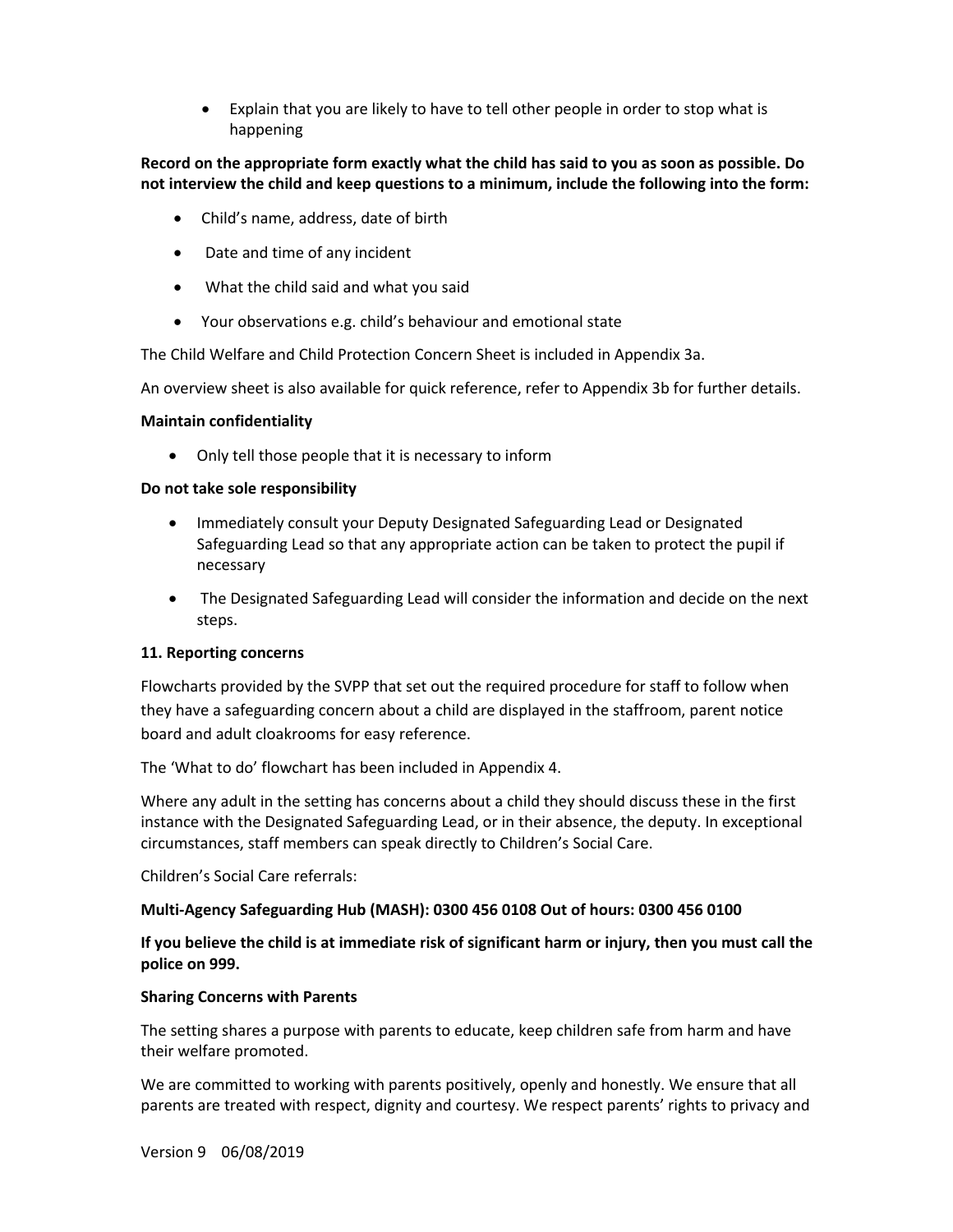- Explain that you are likely to have to tell other people in order to stop what is happening

**Record on the appropriate form exactly what the child has said to you as soon as possible. Do not interview the child and keep questions to a minimum, include the following into the form:**

- Child's name, address, date of birth
- Date and time of any incident
- What the child said and what you said
- Your observations e.g. child's behaviour and emotional state

The Child Welfare and Child Protection Concern Sheet is included in Appendix 3a.

An overview sheet is also available for quick reference, refer to Appendix 3b for further details.

**Maintain confidentiality**

- Only tell those people that it is necessary to inform

**Do not take sole responsibility**

- Immediately consult your Deputy Designated Safeguarding Lead or Designated Safeguarding Lead so that any appropriate action can be taken to protect the pupil if necessary
- The Designated Safeguarding Lead will consider the information and decide on the next steps.

**11. Reporting concerns**

Flowcharts provided by the SVPP that set out the required procedure for staff to follow when they have a safeguarding concern about a child are displayed in the staffroom, parent notice board and adult cloakrooms for easy reference.

The 'What to do' flowchart has been included in Appendix 4.

Where any adult in the setting has concerns about a child they should discuss these in the first instance with the Designated Safeguarding Lead, or in their absence, the deputy. In exceptional circumstances, staff members can speak directly to Children's Social Care.

Children's Social Care referrals:

**Multi-Agency Safeguarding Hub (MASH): 0300 456 0108 Out of hours: 0300 456 0100**

**If you believe the child is at immediate risk of significant harm or injury, then you must call the police on 999.**

**Sharing Concerns with Parents**

The setting shares a purpose with parents to educate, keep children safe from harm and have their welfare promoted.

We are committed to working with parents positively, openly and honestly. We ensure that all parents are treated with respect, dignity and courtesy. We respect parents' rights to privacy and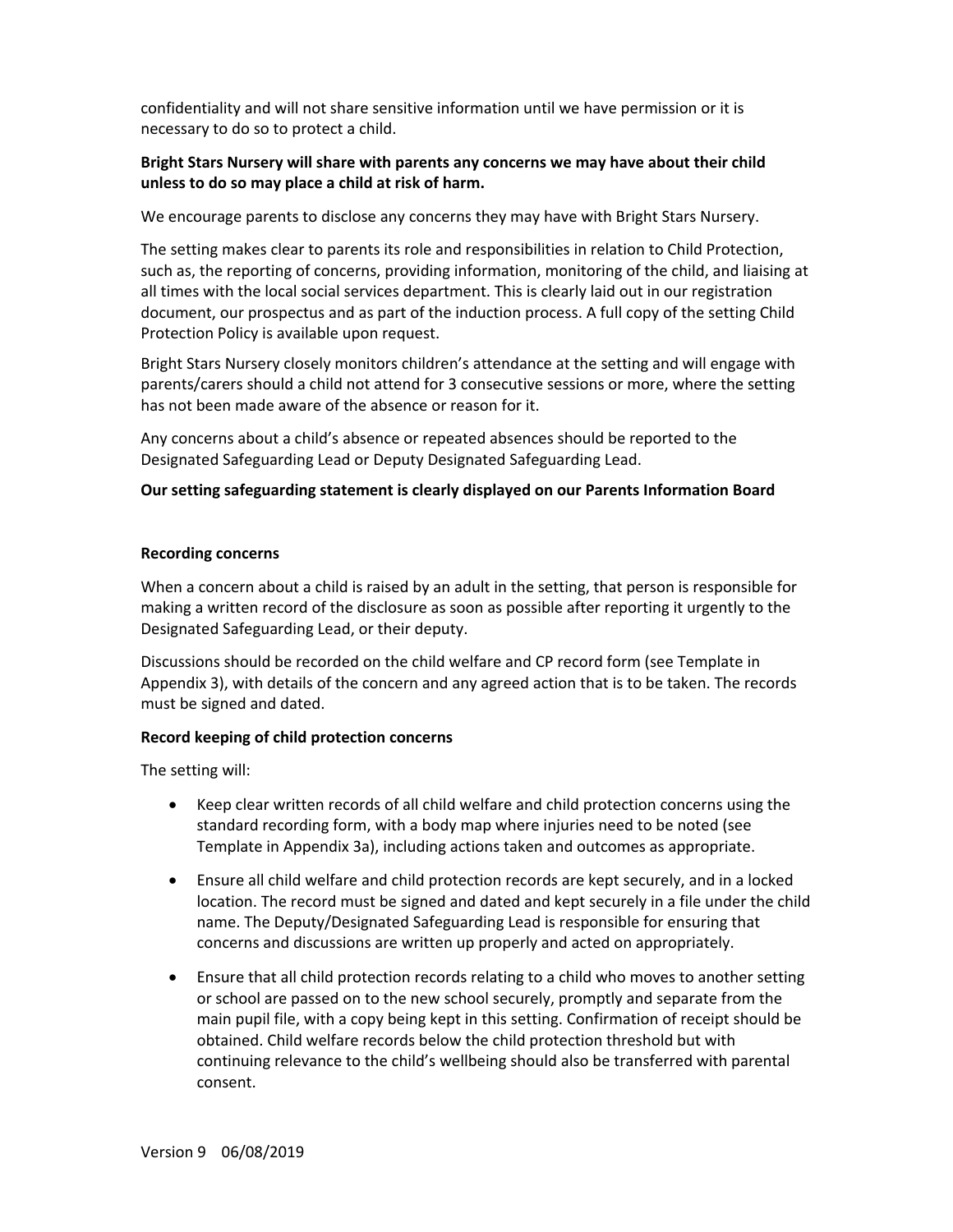confidentiality and will not share sensitive information until we have permission or it is necessary to do so to protect a child.

**Bright Stars Nursery will share with parents any concerns we may have about their child unless to do so may place a child at risk of harm.**

We encourage parents to disclose any concerns they may have with Bright Stars Nursery.

The setting makes clear to parents its role and responsibilities in relation to Child Protection, such as, the reporting of concerns, providing information, monitoring of the child, and liaising at all times with the local social services department. This is clearly laid out in our registration document, our prospectus and as part of the induction process. A full copy of the setting Child Protection Policy is available upon request.

Bright Stars Nursery closely monitors children's attendance at the setting and will engage with parents/carers should a child not attend for 3 consecutive sessions or more, where the setting has not been made aware of the absence or reason for it.

Any concerns about a child's absence or repeated absences should be reported to the Designated Safeguarding Lead or Deputy Designated Safeguarding Lead.

**Our setting safeguarding statement is clearly displayed on our Parents Information Board**

**Recording concerns**

When a concern about a child is raised by an adult in the setting, that person is responsible for making a written record of the disclosure as soon as possible after reporting it urgently to the Designated Safeguarding Lead, or their deputy.

Discussions should be recorded on the child welfare and CP record form (see Template in Appendix 3), with details of the concern and any agreed action that is to be taken. The records must be signed and dated.

**Record keeping of child protection concerns**

The setting will:

- Keep clear written records of all child welfare and child protection concerns using the standard recording form, with a body map where injuries need to be noted (see Template in Appendix 3a), including actions taken and outcomes as appropriate.
- Ensure all child welfare and child protection records are kept securely, and in a locked location. The record must be signed and dated and kept securely in a file under the child name. The Deputy/Designated Safeguarding Lead is responsible for ensuring that concerns and discussions are written up properly and acted on appropriately.
- Ensure that all child protection records relating to a child who moves to another setting or school are passed on to the new school securely, promptly and separate from the main pupil file, with a copy being kept in this setting. Confirmation of receipt should be obtained. Child welfare records below the child protection threshold but with continuing relevance to the child's wellbeing should also be transferred with parental consent.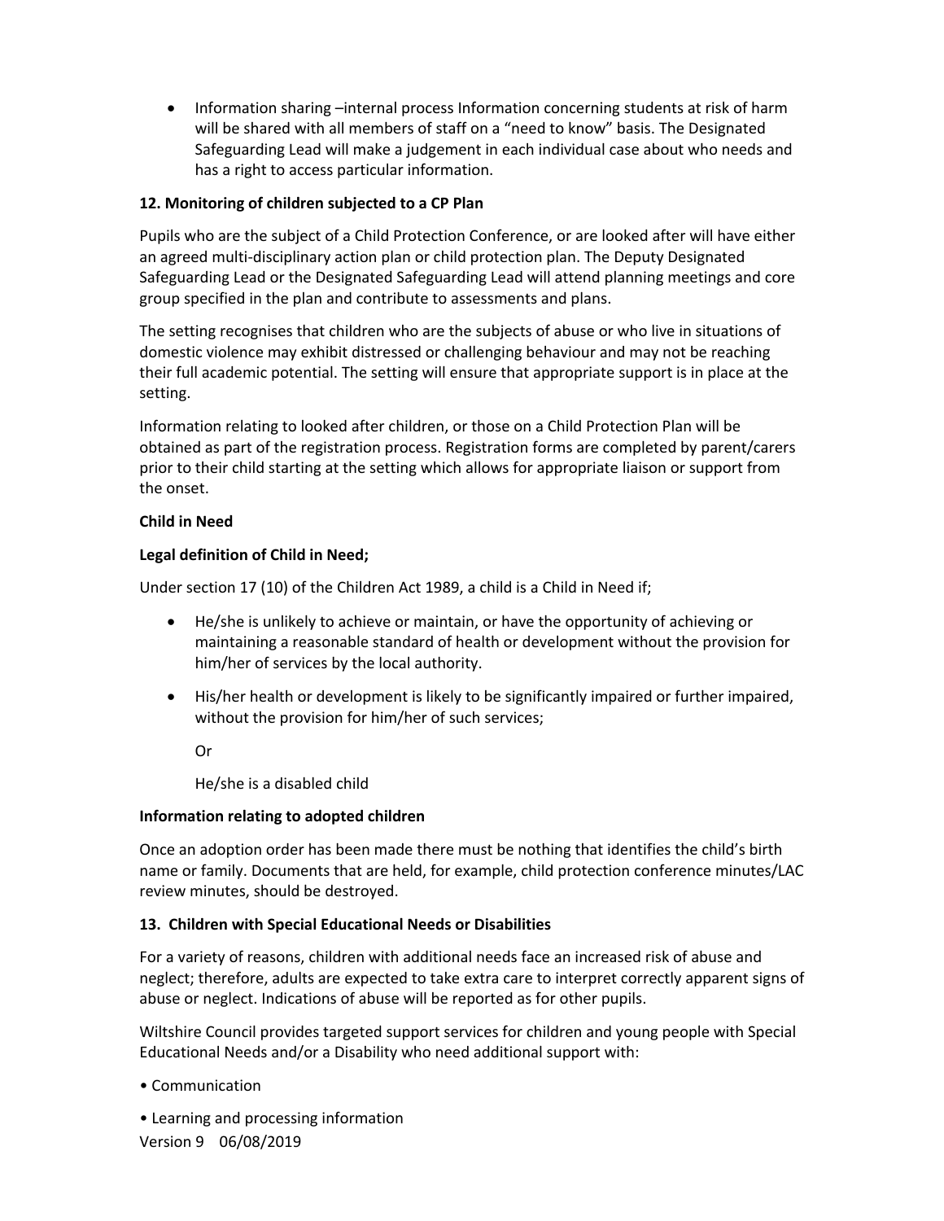- Information sharing –internal process Information concerning students at risk of harm will be shared with all members of staff on a "need to know" basis. The Designated Safeguarding Lead will make a judgement in each individual case about who needs and has a right to access particular information.

**12. Monitoring of children subjected to a CP Plan**

Pupils who are the subject of a Child Protection Conference, or are looked after will have either an agreed multi-disciplinary action plan or child protection plan. The Deputy Designated Safeguarding Lead or the Designated Safeguarding Lead will attend planning meetings and core group specified in the plan and contribute to assessments and plans.

The setting recognises that children who are the subjects of abuse or who live in situations of domestic violence may exhibit distressed or challenging behaviour and may not be reaching their full academic potential. The setting will ensure that appropriate support is in place at the setting.

Information relating to looked after children, or those on a Child Protection Plan will be obtained as part of the registration process. Registration forms are completed by parent/carers prior to their child starting at the setting which allows for appropriate liaison or support from the onset.

**Child in Need**

**Legal definition of Child in Need;**

Under section 17 (10) of the Children Act 1989, a child is a Child in Need if;

- He/she is unlikely to achieve or maintain, or have the opportunity of achieving or maintaining a reasonable standard of health or development without the provision for him/her of services by the local authority.
- His/her health or development is likely to be significantly impaired or further impaired, without the provision for him/her of such services;

  Or

  He/she is a disabled child

**Information relating to adopted children**

Once an adoption order has been made there must be nothing that identifies the child's birth name or family. Documents that are held, for example, child protection conference minutes/LAC review minutes, should be destroyed.

**13. Children with Special Educational Needs or Disabilities**

For a variety of reasons, children with additional needs face an increased risk of abuse and neglect; therefore, adults are expected to take extra care to interpret correctly apparent signs of abuse or neglect. Indications of abuse will be reported as for other pupils.

Wiltshire Council provides targeted support services for children and young people with Special Educational Needs and/or a Disability who need additional support with:

- Communication
- Learning and processing information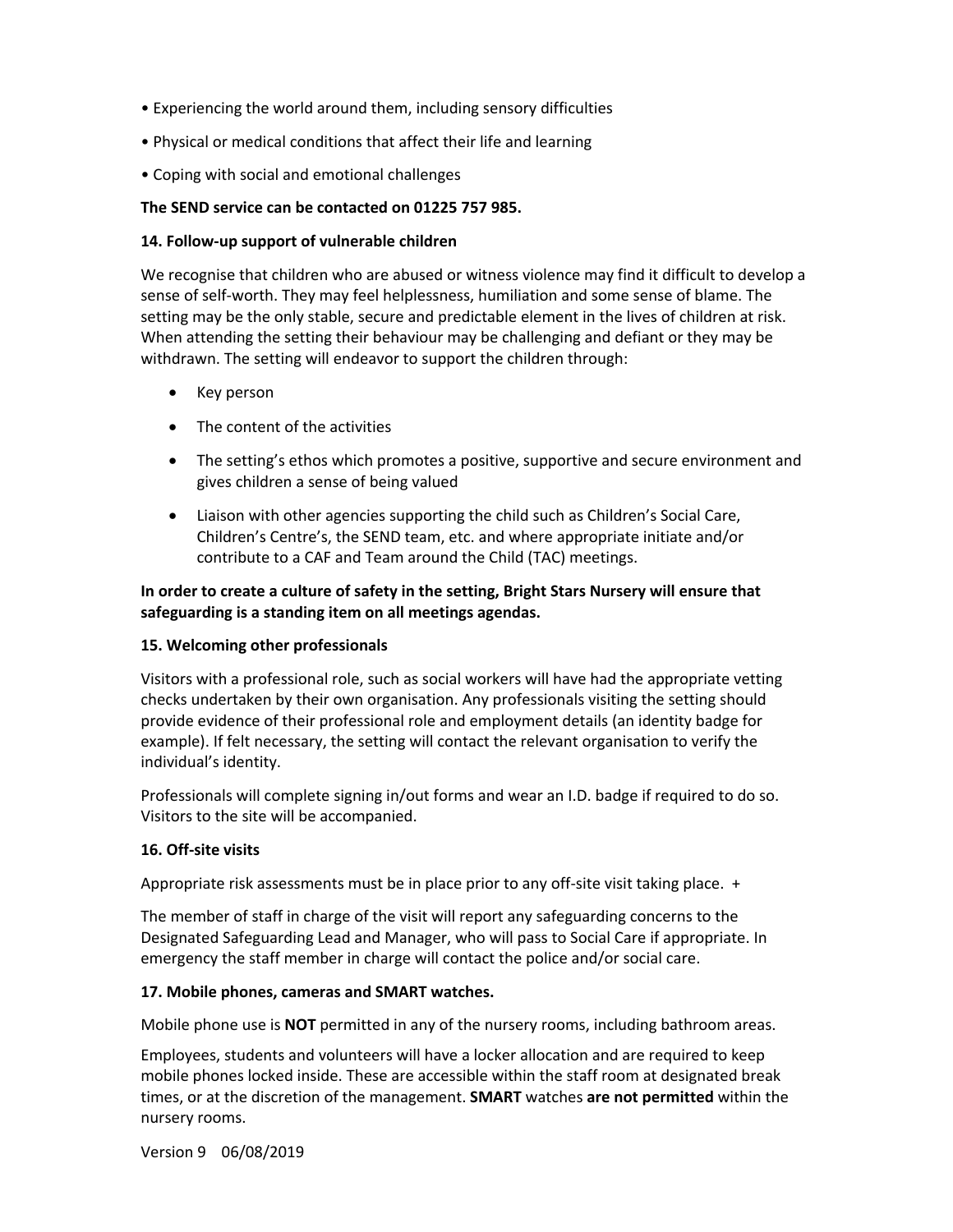• Experiencing the world around them, including sensory difficulties

• Physical or medical conditions that affect their life and learning

• Coping with social and emotional challenges

**The SEND service can be contacted on 01225 757 985.**

**14. Follow-up support of vulnerable children**

We recognise that children who are abused or witness violence may find it difficult to develop a sense of self-worth. They may feel helplessness, humiliation and some sense of blame. The setting may be the only stable, secure and predictable element in the lives of children at risk. When attending the setting their behaviour may be challenging and defiant or they may be withdrawn. The setting will endeavor to support the children through:

- Key person
- The content of the activities
- The setting's ethos which promotes a positive, supportive and secure environment and gives children a sense of being valued
- Liaison with other agencies supporting the child such as Children's Social Care, Children's Centre's, the SEND team, etc. and where appropriate initiate and/or contribute to a CAF and Team around the Child (TAC) meetings.

**In order to create a culture of safety in the setting, Bright Stars Nursery will ensure that safeguarding is a standing item on all meetings agendas.**

**15. Welcoming other professionals**

Visitors with a professional role, such as social workers will have had the appropriate vetting checks undertaken by their own organisation. Any professionals visiting the setting should provide evidence of their professional role and employment details (an identity badge for example). If felt necessary, the setting will contact the relevant organisation to verify the individual's identity.

Professionals will complete signing in/out forms and wear an I.D. badge if required to do so. Visitors to the site will be accompanied.

**16. Off-site visits**

Appropriate risk assessments must be in place prior to any off-site visit taking place. +

The member of staff in charge of the visit will report any safeguarding concerns to the Designated Safeguarding Lead and Manager, who will pass to Social Care if appropriate. In emergency the staff member in charge will contact the police and/or social care.

**17. Mobile phones, cameras and SMART watches.**

Mobile phone use is **NOT** permitted in any of the nursery rooms, including bathroom areas.

Employees, students and volunteers will have a locker allocation and are required to keep mobile phones locked inside. These are accessible within the staff room at designated break times, or at the discretion of the management. **SMART** watches **are not permitted** within the nursery rooms.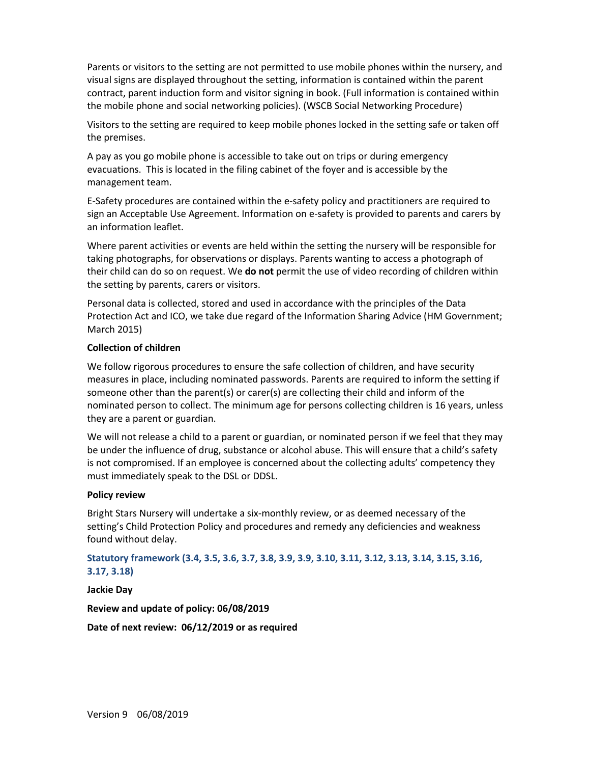Parents or visitors to the setting are not permitted to use mobile phones within the nursery, and visual signs are displayed throughout the setting, information is contained within the parent contract, parent induction form and visitor signing in book. (Full information is contained within the mobile phone and social networking policies). (WSCB Social Networking Procedure)

Visitors to the setting are required to keep mobile phones locked in the setting safe or taken off the premises.

A pay as you go mobile phone is accessible to take out on trips or during emergency evacuations. This is located in the filing cabinet of the foyer and is accessible by the management team.

E-Safety procedures are contained within the e-safety policy and practitioners are required to sign an Acceptable Use Agreement. Information on e-safety is provided to parents and carers by an information leaflet.

Where parent activities or events are held within the setting the nursery will be responsible for taking photographs, for observations or displays. Parents wanting to access a photograph of their child can do so on request. We **do not** permit the use of video recording of children within the setting by parents, carers or visitors.

Personal data is collected, stored and used in accordance with the principles of the Data Protection Act and ICO, we take due regard of the Information Sharing Advice (HM Government; March 2015)

**Collection of children**

We follow rigorous procedures to ensure the safe collection of children, and have security measures in place, including nominated passwords. Parents are required to inform the setting if someone other than the parent(s) or carer(s) are collecting their child and inform of the nominated person to collect. The minimum age for persons collecting children is 16 years, unless they are a parent or guardian.

We will not release a child to a parent or guardian, or nominated person if we feel that they may be under the influence of drug, substance or alcohol abuse. This will ensure that a child's safety is not compromised. If an employee is concerned about the collecting adults' competency they must immediately speak to the DSL or DDSL.

**Policy review**

Bright Stars Nursery will undertake a six-monthly review, or as deemed necessary of the setting's Child Protection Policy and procedures and remedy any deficiencies and weakness found without delay.

**Statutory framework (3.4, 3.5, 3.6, 3.7, 3.8, 3.9, 3.9, 3.10, 3.11, 3.12, 3.13, 3.14, 3.15, 3.16, 3.17, 3.18)**

**Jackie Day**

**Review and update of policy: 06/08/2019**

**Date of next review: 06/12/2019 or as required**

Version 9 06/08/2019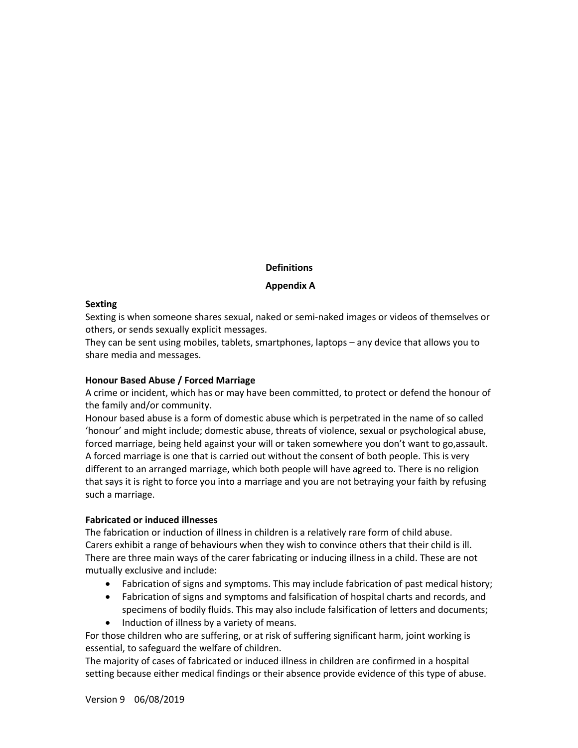## Definitions

## Appendix A

**Sexting**

Sexting is when someone shares sexual, naked or semi-naked images or videos of themselves or others, or sends sexually explicit messages.
They can be sent using mobiles, tablets, smartphones, laptops – any device that allows you to share media and messages.

**Honour Based Abuse / Forced Marriage**

A crime or incident, which has or may have been committed, to protect or defend the honour of the family and/or community.
Honour based abuse is a form of domestic abuse which is perpetrated in the name of so called 'honour' and might include; domestic abuse, threats of violence, sexual or psychological abuse, forced marriage, being held against your will or taken somewhere you don't want to go,assault.
A forced marriage is one that is carried out without the consent of both people. This is very different to an arranged marriage, which both people will have agreed to. There is no religion that says it is right to force you into a marriage and you are not betraying your faith by refusing such a marriage.

**Fabricated or induced illnesses**

The fabrication or induction of illness in children is a relatively rare form of child abuse.
Carers exhibit a range of behaviours when they wish to convince others that their child is ill.
There are three main ways of the carer fabricating or inducing illness in a child. These are not mutually exclusive and include:

- Fabrication of signs and symptoms. This may include fabrication of past medical history;
- Fabrication of signs and symptoms and falsification of hospital charts and records, and specimens of bodily fluids. This may also include falsification of letters and documents;
- Induction of illness by a variety of means.

For those children who are suffering, or at risk of suffering significant harm, joint working is essential, to safeguard the welfare of children.
The majority of cases of fabricated or induced illness in children are confirmed in a hospital setting because either medical findings or their absence provide evidence of this type of abuse.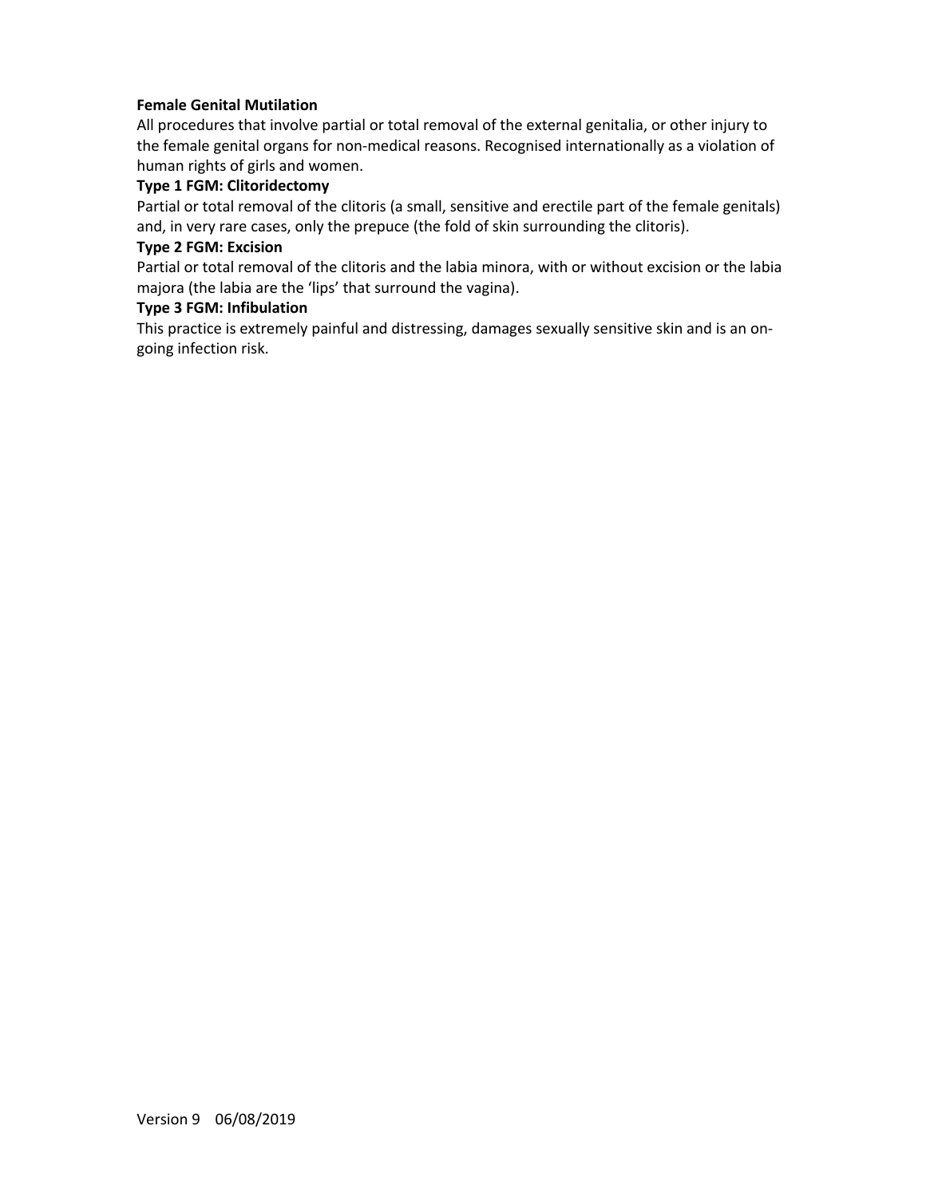**Female Genital Mutilation**

All procedures that involve partial or total removal of the external genitalia, or other injury to the female genital organs for non-medical reasons. Recognised internationally as a violation of human rights of girls and women.

**Type 1 FGM: Clitoridectomy**

Partial or total removal of the clitoris (a small, sensitive and erectile part of the female genitals) and, in very rare cases, only the prepuce (the fold of skin surrounding the clitoris).

**Type 2 FGM: Excision**

Partial or total removal of the clitoris and the labia minora, with or without excision or the labia majora (the labia are the 'lips' that surround the vagina).

**Type 3 FGM: Infibulation**

This practice is extremely painful and distressing, damages sexually sensitive skin and is an on-going infection risk.